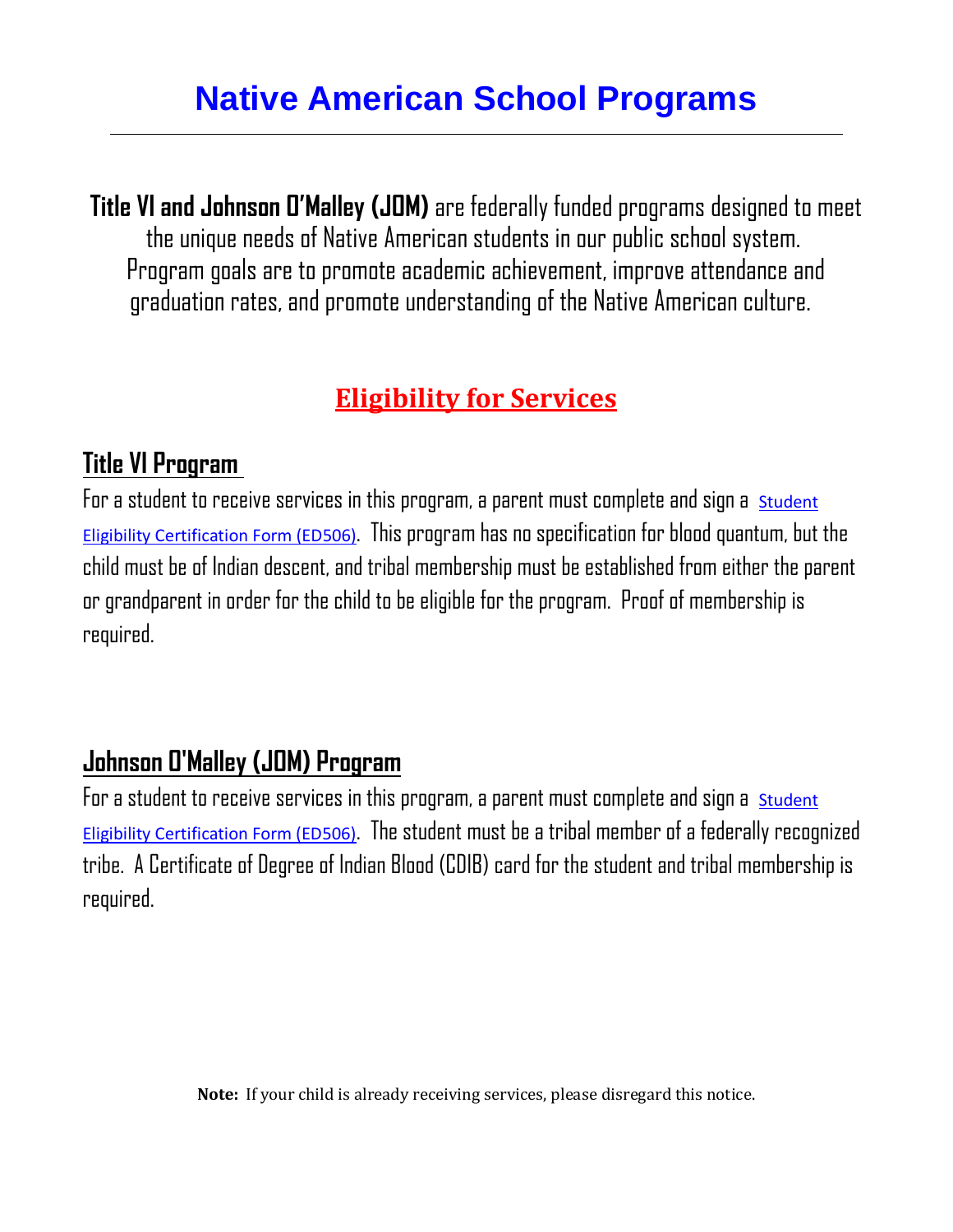# Native American School Programs

**Title VI and Johnson O'Malley (JOM)** are federally funded programs designed to meet the unique needs of Native American students in our public school system. Program goals are to promote academic achievement, improve attendance and graduation rates, and promote understanding of the Native American culture.

## Eligibility for Services

### Title VI Program

For a student to receive services in this program, a parent must complete and sign a Student Eligibility Certification Form (ED506). This program has no specification for blood quantum, but the child must be of Indian descent, and tribal membership must be established from either the parent or grandparent in order for the child to be eligible for the program. Proof of membership is required.

### Johnson O'Malley (JOM) Program

For a student to receive services in this program, a parent must complete and sign a Student Eligibility Certification Form (ED506). The student must be a tribal member of a federally recognized tribe. A Certificate of Degree of Indian Blood (CDIB) card for the student and tribal membership is required.

**Note:** If your child is already receiving services, please disregard this notice.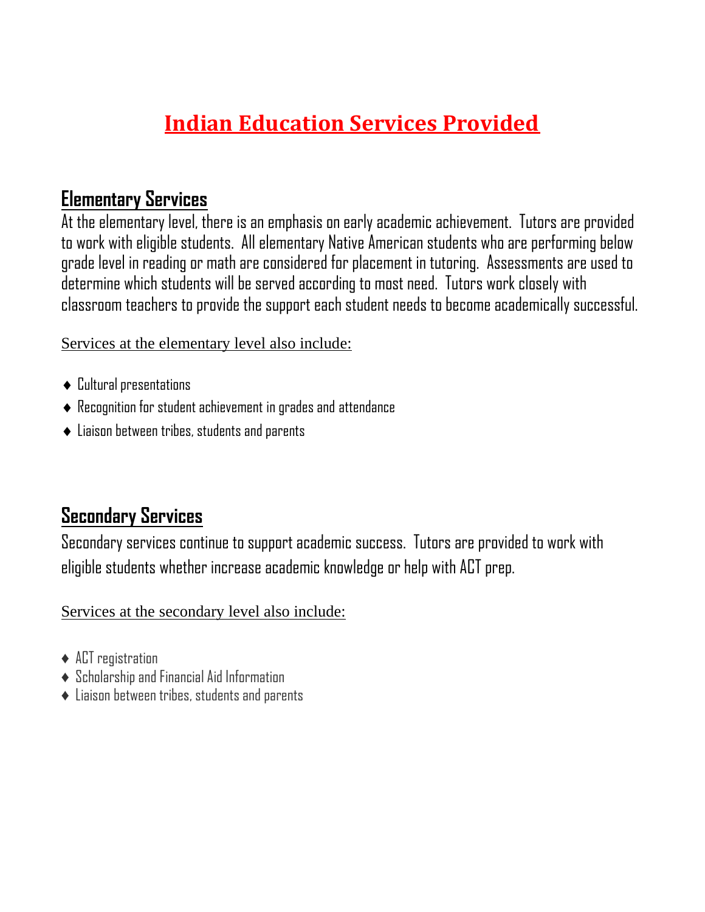# Indian Education Services Provided

## Elementary Services

At the elementary level, there is an emphasis on early academic achievement. Tutors are provided to work with eligible students. All elementary Native American students who are performing below grade level in reading or math are considered for placement in tutoring. Assessments are used to determine which students will be served according to most need. Tutors work closely with classroom teachers to provide the support each student needs to become academically successful.

Services at the elementary level also include:

- Cultural presentations
- Recognition for student achievement in grades and attendance
- Liaison between tribes, students and parents

## Secondary Services

Secondary services continue to support academic success. Tutors are provided to work with eligible students whether increase academic knowledge or help with ACT prep.

Services at the secondary level also include:

- ACT registration
- Scholarship and Financial Aid Information
- Liaison between tribes, students and parents